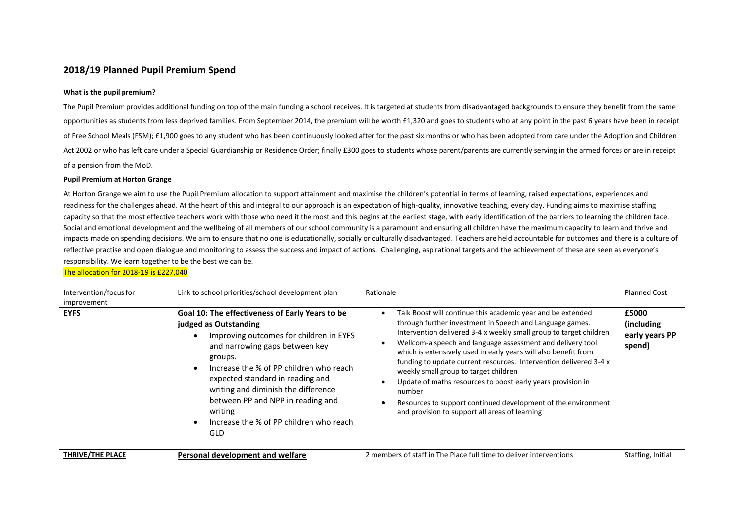# 2018/19 Planned Pupil Premium Spend

**What is the pupil premium?**

The Pupil Premium provides additional funding on top of the main funding a school receives. It is targeted at students from disadvantaged backgrounds to ensure they benefit from the same opportunities as students from less deprived families. From September 2014, the premium will be worth £1,320 and goes to students who at any point in the past 6 years have been in receipt of Free School Meals (FSM); £1,900 goes to any student who has been continuously looked after for the past six months or who has been adopted from care under the Adoption and Children Act 2002 or who has left care under a Special Guardianship or Residence Order; finally £300 goes to students whose parent/parents are currently serving in the armed forces or are in receipt of a pension from the MoD.

**Pupil Premium at Horton Grange**

At Horton Grange we aim to use the Pupil Premium allocation to support attainment and maximise the children's potential in terms of learning, raised expectations, experiences and readiness for the challenges ahead. At the heart of this and integral to our approach is an expectation of high-quality, innovative teaching, every day. Funding aims to maximise staffing capacity so that the most effective teachers work with those who need it the most and this begins at the earliest stage, with early identification of the barriers to learning the children face. Social and emotional development and the wellbeing of all members of our school community is a paramount and ensuring all children have the maximum capacity to learn and thrive and impacts made on spending decisions. We aim to ensure that no one is educationally, socially or culturally disadvantaged. Teachers are held accountable for outcomes and there is a culture of reflective practise and open dialogue and monitoring to assess the success and impact of actions. Challenging, aspirational targets and the achievement of these are seen as everyone's responsibility. We learn together to be the best we can be.

The allocation for 2018-19 is £227,040

| Intervention/focus for improvement | Link to school priorities/school development plan | Rationale | Planned Cost |
|---|---|---|---|
| **EYFS** | **Goal 10: The effectiveness of Early Years to be judged as Outstanding**<br>• Improving outcomes for children in EYFS and narrowing gaps between key groups.<br>• Increase the % of PP children who reach expected standard in reading and writing and diminish the difference between PP and NPP in reading and writing<br>• Increase the % of PP children who reach GLD | • Talk Boost will continue this academic year and be extended through further investment in Speech and Language games. Intervention delivered 3-4 x weekly small group to target children<br>• Wellcom-a speech and language assessment and delivery tool which is extensively used in early years will also benefit from funding to update current resources. Intervention delivered 3-4 x weekly small group to target children<br>• Update of maths resources to boost early years provision in number<br>• Resources to support continued development of the environment and provision to support all areas of learning | **£5000 (including early years PP spend)** |
| **THRIVE/THE PLACE** | **Personal development and welfare** | 2 members of staff in The Place full time to deliver interventions | Staffing, Initial |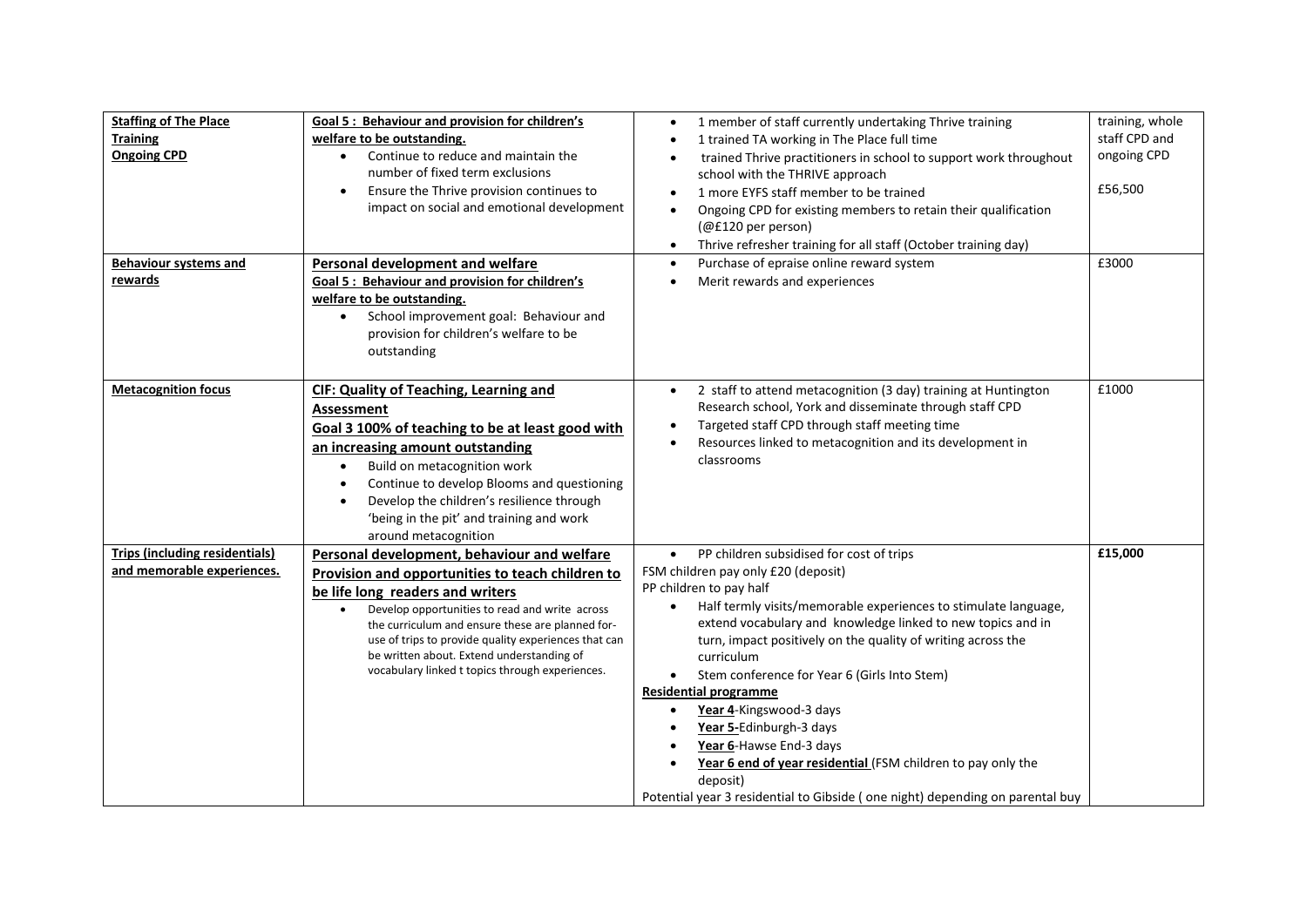| **Staffing of The Place**<br>**Training**<br>**Ongoing CPD** | **Goal 5 : Behaviour and provision for children's welfare to be outstanding.**<br>• Continue to reduce and maintain the number of fixed term exclusions<br>• Ensure the Thrive provision continues to impact on social and emotional development | • 1 member of staff currently undertaking Thrive training<br>• 1 trained TA working in The Place full time<br>• trained Thrive practitioners in school to support work throughout school with the THRIVE approach<br>• 1 more EYFS staff member to be trained<br>• Ongoing CPD for existing members to retain their qualification (@£120 per person)<br>• Thrive refresher training for all staff (October training day) | training, whole staff CPD and ongoing CPD<br><br>£56,500 |
|---|---|---|---|
| **Behaviour systems and rewards** | **Personal development and welfare**<br>**Goal 5 : Behaviour and provision for children's welfare to be outstanding.**<br>• School improvement goal: Behaviour and provision for children's welfare to be outstanding | • Purchase of epraise online reward system<br>• Merit rewards and experiences | £3000 |
| **Metacognition focus** | **CIF: Quality of Teaching, Learning and Assessment**<br>**Goal 3 100% of teaching to be at least good with an increasing amount outstanding**<br>• Build on metacognition work<br>• Continue to develop Blooms and questioning<br>• Develop the children's resilience through 'being in the pit' and training and work around metacognition | • 2 staff to attend metacognition (3 day) training at Huntington Research school, York and disseminate through staff CPD<br>• Targeted staff CPD through staff meeting time<br>• Resources linked to metacognition and its development in classrooms | £1000 |
| **Trips (including residentials) and memorable experiences.** | **Personal development, behaviour and welfare**<br>**Provision and opportunities to teach children to be life long readers and writers**<br>• Develop opportunities to read and write across the curriculum and ensure these are planned for- use of trips to provide quality experiences that can be written about. Extend understanding of vocabulary linked t topics through experiences. | • PP children subsidised for cost of trips<br>FSM children pay only £20 (deposit)<br>PP children to pay half<br>• Half termly visits/memorable experiences to stimulate language, extend vocabulary and knowledge linked to new topics and in turn, impact positively on the quality of writing across the curriculum<br>• Stem conference for Year 6 (Girls Into Stem)<br>**Residential programme**<br>• **Year 4**-Kingswood-3 days<br>• **Year 5-**Edinburgh-3 days<br>• **Year 6**-Hawse End-3 days<br>• **Year 6 end of year residential** (FSM children to pay only the deposit)<br>Potential year 3 residential to Gibside ( one night) depending on parental buy | **£15,000** |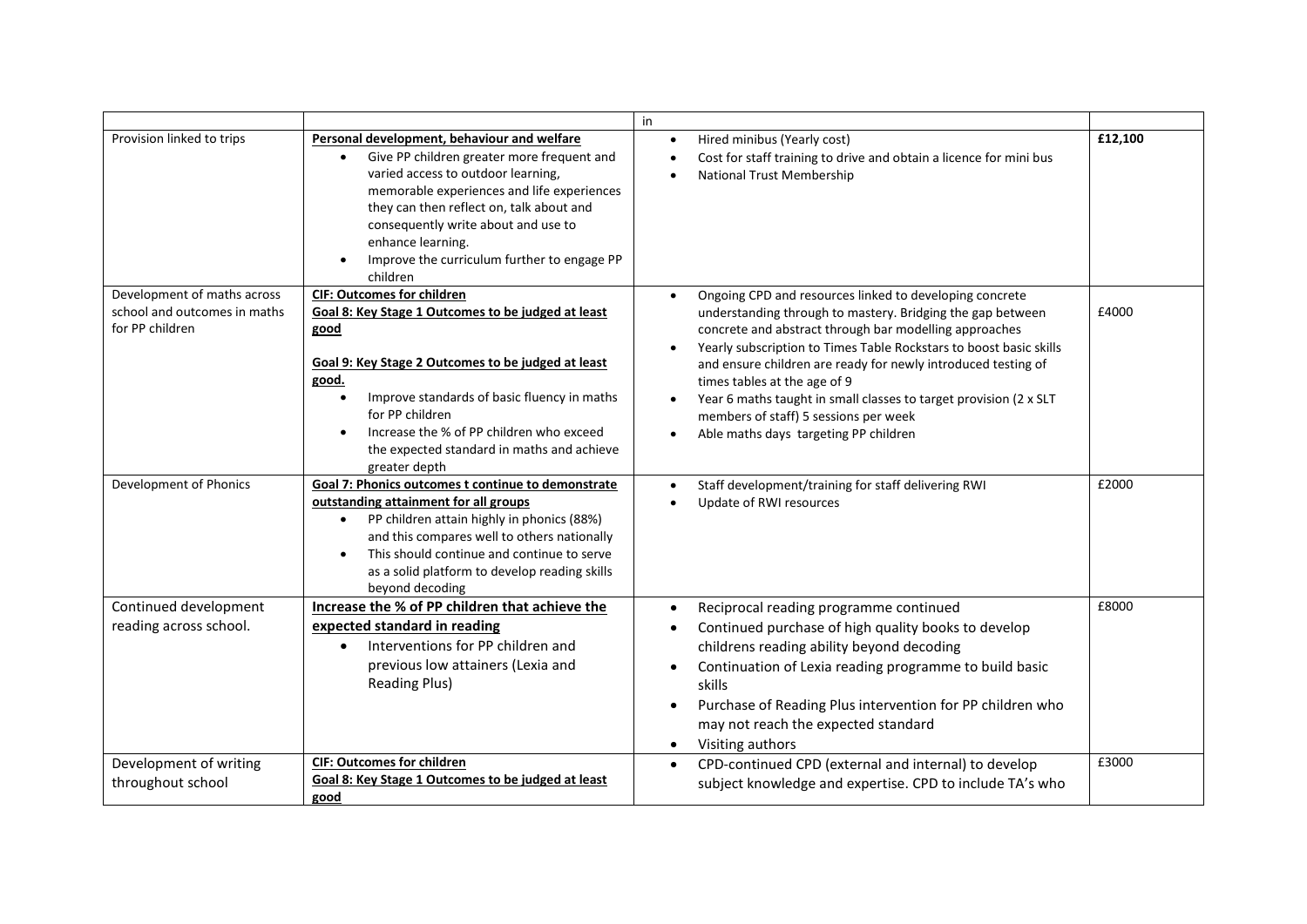| | | in | |
|---|---|---|---|
| Provision linked to trips | **Personal development, behaviour and welfare**<br>• Give PP children greater more frequent and varied access to outdoor learning, memorable experiences and life experiences they can then reflect on, talk about and consequently write about and use to enhance learning.<br>• Improve the curriculum further to engage PP children | • Hired minibus (Yearly cost)<br>• Cost for staff training to drive and obtain a licence for mini bus<br>• National Trust Membership | **£12,100** |
| Development of maths across school and outcomes in maths for PP children | **CIF: Outcomes for children**<br>**Goal 8: Key Stage 1 Outcomes to be judged at least good**<br><br>**Goal 9: Key Stage 2 Outcomes to be judged at least good.**<br>• Improve standards of basic fluency in maths for PP children<br>• Increase the % of PP children who exceed the expected standard in maths and achieve greater depth | • Ongoing CPD and resources linked to developing concrete understanding through to mastery. Bridging the gap between concrete and abstract through bar modelling approaches<br>• Yearly subscription to Times Table Rockstars to boost basic skills and ensure children are ready for newly introduced testing of times tables at the age of 9<br>• Year 6 maths taught in small classes to target provision (2 x SLT members of staff) 5 sessions per week<br>• Able maths days targeting PP children | £4000 |
| Development of Phonics | **Goal 7: Phonics outcomes t continue to demonstrate outstanding attainment for all groups**<br>• PP children attain highly in phonics (88%) and this compares well to others nationally<br>• This should continue and continue to serve as a solid platform to develop reading skills beyond decoding | • Staff development/training for staff delivering RWI<br>• Update of RWI resources | £2000 |
| Continued development reading across school. | **Increase the % of PP children that achieve the expected standard in reading**<br>• Interventions for PP children and previous low attainers (Lexia and Reading Plus) | • Reciprocal reading programme continued<br>• Continued purchase of high quality books to develop childrens reading ability beyond decoding<br>• Continuation of Lexia reading programme to build basic skills<br>• Purchase of Reading Plus intervention for PP children who may not reach the expected standard<br>• Visiting authors | £8000 |
| Development of writing throughout school | **CIF: Outcomes for children**<br>**Goal 8: Key Stage 1 Outcomes to be judged at least good** | • CPD-continued CPD (external and internal) to develop subject knowledge and expertise. CPD to include TA's who | £3000 |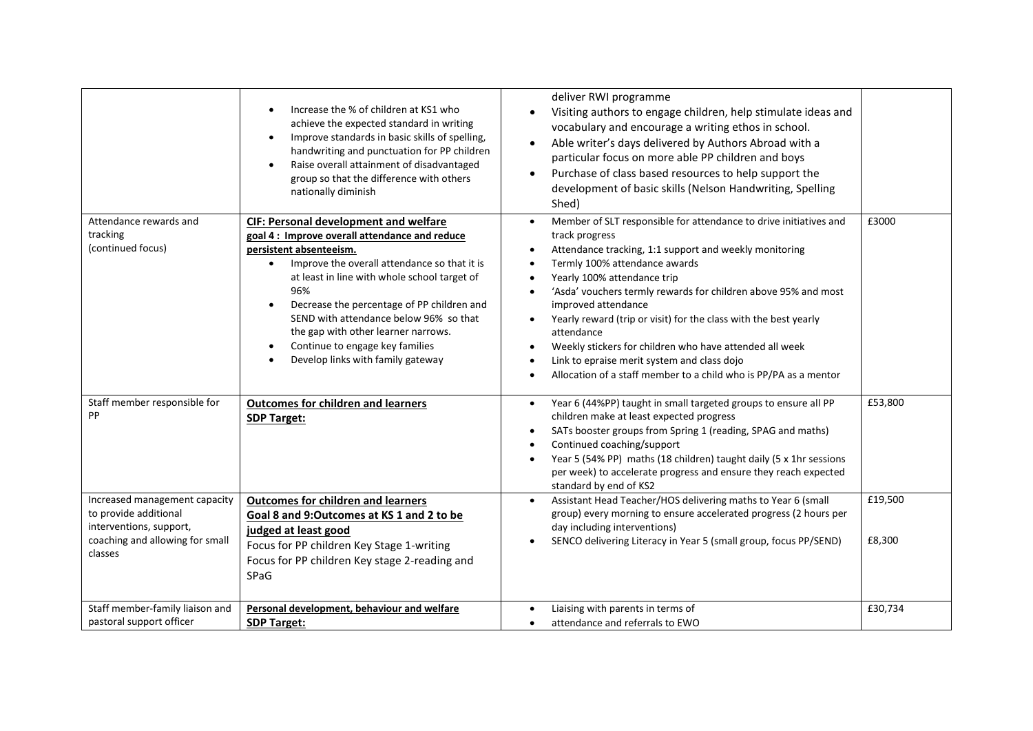| | | | |
|---|---|---|---|
| | <ul><li>Increase the % of children at KS1 who achieve the expected standard in writing</li><li>Improve standards in basic skills of spelling, handwriting and punctuation for PP children</li><li>Raise overall attainment of disadvantaged group so that the difference with others nationally diminish</li></ul> | deliver RWI programme<ul><li>Visiting authors to engage children, help stimulate ideas and vocabulary and encourage a writing ethos in school.</li><li>Able writer's days delivered by Authors Abroad with a particular focus on more able PP children and boys</li><li>Purchase of class based resources to help support the development of basic skills (Nelson Handwriting, Spelling Shed)</li></ul> | |
| Attendance rewards and tracking (continued focus) | **CIF: Personal development and welfare**<br>**goal 4 : Improve overall attendance and reduce persistent absenteeism.**<ul><li>Improve the overall attendance so that it is at least in line with whole school target of 96%</li><li>Decrease the percentage of PP children and SEND with attendance below 96% so that the gap with other learner narrows.</li><li>Continue to engage key families</li><li>Develop links with family gateway</li></ul> | <ul><li>Member of SLT responsible for attendance to drive initiatives and track progress</li><li>Attendance tracking, 1:1 support and weekly monitoring</li><li>Termly 100% attendance awards</li><li>Yearly 100% attendance trip</li><li>'Asda' vouchers termly rewards for children above 95% and most improved attendance</li><li>Yearly reward (trip or visit) for the class with the best yearly attendance</li><li>Weekly stickers for children who have attended all week</li><li>Link to epraise merit system and class dojo</li><li>Allocation of a staff member to a child who is PP/PA as a mentor</li></ul> | £3000 |
| Staff member responsible for PP | **Outcomes for children and learners**<br>**SDP Target:** | <ul><li>Year 6 (44%PP) taught in small targeted groups to ensure all PP children make at least expected progress</li><li>SATs booster groups from Spring 1 (reading, SPAG and maths)</li><li>Continued coaching/support</li><li>Year 5 (54% PP) maths (18 children) taught daily (5 x 1hr sessions per week) to accelerate progress and ensure they reach expected standard by end of KS2</li></ul> | £53,800 |
| Increased management capacity to provide additional interventions, support, coaching and allowing for small classes | **Outcomes for children and learners**<br>**Goal 8 and 9:Outcomes at KS 1 and 2 to be judged at least good**<br>Focus for PP children Key Stage 1-writing<br>Focus for PP children Key stage 2-reading and SPaG | <ul><li>Assistant Head Teacher/HOS delivering maths to Year 6 (small group) every morning to ensure accelerated progress (2 hours per day including interventions)</li><li>SENCO delivering Literacy in Year 5 (small group, focus PP/SEND)</li></ul> | £19,500<br><br>£8,300 |
| Staff member-family liaison and pastoral support officer | **Personal development, behaviour and welfare**<br>**SDP Target:** | <ul><li>Liaising with parents in terms of</li><li>attendance and referrals to EWO</li></ul> | £30,734 |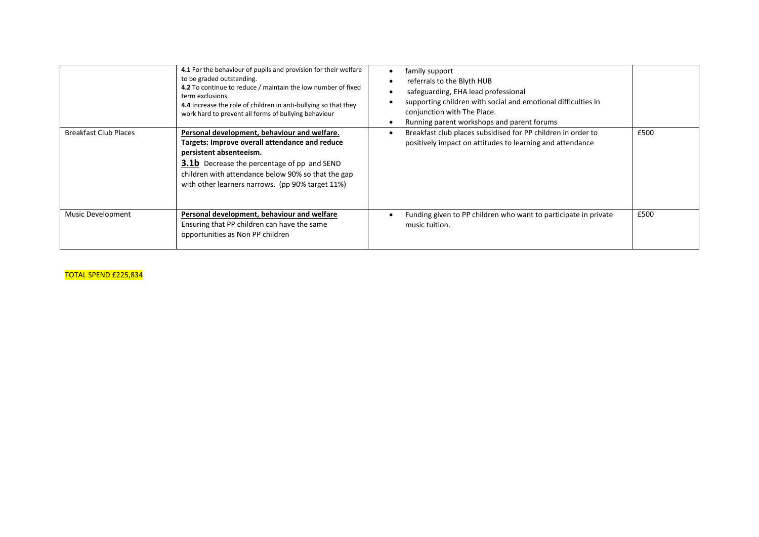| | | | |
|---|---|---|---|
| | **4.1** For the behaviour of pupils and provision for their welfare to be graded outstanding.<br>**4.2** To continue to reduce / maintain the low number of fixed term exclusions.<br>**4.4** Increase the role of children in anti-bullying so that they work hard to prevent all forms of bullying behaviour | • family support<br>• referrals to the Blyth HUB<br>• safeguarding, EHA lead professional<br>• supporting children with social and emotional difficulties in conjunction with The Place.<br>• Running parent workshops and parent forums | |
| Breakfast Club Places | **Personal development, behaviour and welfare.**<br>**Targets: Improve overall attendance and reduce persistent absenteeism.**<br>**3.1b** Decrease the percentage of pp and SEND children with attendance below 90% so that the gap with other learners narrows. (pp 90% target 11%) | • Breakfast club places subsidised for PP children in order to positively impact on attitudes to learning and attendance | £500 |
| Music Development | **Personal development, behaviour and welfare**<br>Ensuring that PP children can have the same opportunities as Non PP children | • Funding given to PP children who want to participate in private music tuition. | £500 |

TOTAL SPEND £225,834